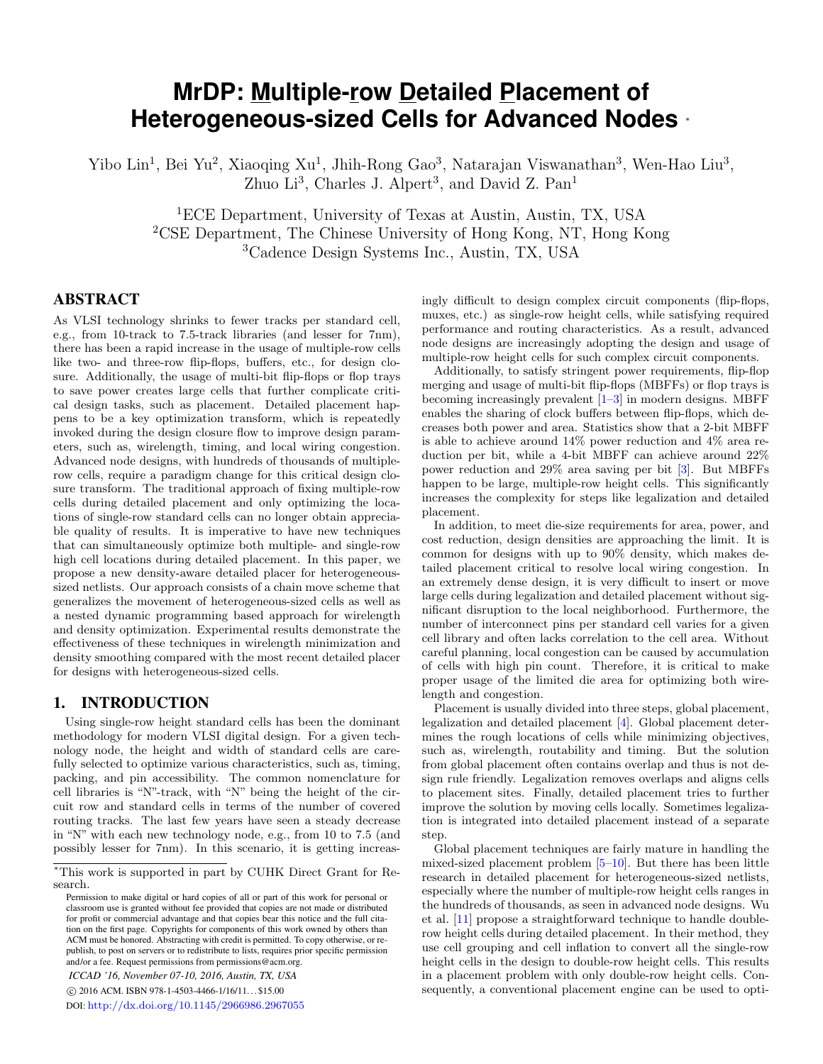# MrDP: Multiple-row Detailed Placement of Heterogeneous-sized Cells for Advanced Nodes *

Yibo Lin[1], Bei Yu[2], Xiaoqing Xu[1], Jhih-Rong Gao[3], Natarajan Viswanathan[3], Wen-Hao Liu[3], Zhuo Li[3], Charles J. Alpert[3], and David Z. Pan[1]

[1]ECE Department, University of Texas at Austin, Austin, TX, USA
[2]CSE Department, The Chinese University of Hong Kong, NT, Hong Kong
[3]Cadence Design Systems Inc., Austin, TX, USA

## ABSTRACT

As VLSI technology shrinks to fewer tracks per standard cell, e.g., from 10-track to 7.5-track libraries (and lesser for 7nm), there has been a rapid increase in the usage of multiple-row cells like two- and three-row flip-flops, buffers, etc., for design closure. Additionally, the usage of multi-bit flip-flops or flop trays to save power creates large cells that further complicate critical design tasks, such as placement. Detailed placement happens to be a key optimization transform, which is repeatedly invoked during the design closure flow to improve design parameters, such as, wirelength, timing, and local wiring congestion. Advanced node designs, with hundreds of thousands of multiple-row cells, require a paradigm change for this critical design closure transform. The traditional approach of fixing multiple-row cells during detailed placement and only optimizing the locations of single-row standard cells can no longer obtain appreciable quality of results. It is imperative to have new techniques that can simultaneously optimize both multiple- and single-row high cell locations during detailed placement. In this paper, we propose a new density-aware detailed placer for heterogeneous-sized netlists. Our approach consists of a chain move scheme that generalizes the movement of heterogeneous-sized cells as well as a nested dynamic programming based approach for wirelength and density optimization. Experimental results demonstrate the effectiveness of these techniques in wirelength minimization and density smoothing compared with the most recent detailed placer for designs with heterogeneous-sized cells.

## 1. INTRODUCTION

Using single-row height standard cells has been the dominant methodology for modern VLSI digital design. For a given technology node, the height and width of standard cells are carefully selected to optimize various characteristics, such as, timing, packing, and pin accessibility. The common nomenclature for cell libraries is "N"-track, with "N" being the height of the circuit row and standard cells in terms of the number of covered routing tracks. The last few years have seen a steady decrease in "N" with each new technology node, e.g., from 10 to 7.5 (and possibly lesser for 7nm). In this scenario, it is getting increasingly difficult to design complex circuit components (flip-flops, muxes, etc.) as single-row height cells, while satisfying required performance and routing characteristics. As a result, advanced node designs are increasingly adopting the design and usage of multiple-row height cells for such complex circuit components.

Additionally, to satisfy stringent power requirements, flip-flop merging and usage of multi-bit flip-flops (MBFFs) or flop trays is becoming increasingly prevalent [1–3] in modern designs. MBFF enables the sharing of clock buffers between flip-flops, which decreases both power and area. Statistics show that a 2-bit MBFF is able to achieve around 14% power reduction and 4% area reduction per bit, while a 4-bit MBFF can achieve around 22% power reduction and 29% area saving per bit [3]. But MBFFs happen to be large, multiple-row height cells. This significantly increases the complexity for steps like legalization and detailed placement.

In addition, to meet die-size requirements for area, power, and cost reduction, design densities are approaching the limit. It is common for designs with up to 90% density, which makes detailed placement critical to resolve local wiring congestion. In an extremely dense design, it is very difficult to insert or move large cells during legalization and detailed placement without significant disruption to the local neighborhood. Furthermore, the number of interconnect pins per standard cell varies for a given cell library and often lacks correlation to the cell area. Without careful planning, local congestion can be caused by accumulation of cells with high pin count. Therefore, it is critical to make proper usage of the limited die area for optimizing both wirelength and congestion.

Placement is usually divided into three steps, global placement, legalization and detailed placement [4]. Global placement determines the rough locations of cells while minimizing objectives, such as, wirelength, routability and timing. But the solution from global placement often contains overlap and thus is not design rule friendly. Legalization removes overlaps and aligns cells to placement sites. Finally, detailed placement tries to further improve the solution by moving cells locally. Sometimes legalization is integrated into detailed placement instead of a separate step.

Global placement techniques are fairly mature in handling the mixed-sized placement problem [5–10]. But there has been little research in detailed placement for heterogeneous-sized netlists, especially where the number of multiple-row height cells ranges in the hundreds of thousands, as seen in advanced node designs. Wu et al. [11] propose a straightforward technique to handle double-row height cells during detailed placement. In their method, they use cell grouping and cell inflation to convert all the single-row height cells in the design to double-row height cells. This results in a placement problem with only double-row height cells. Consequently, a conventional placement engine can be used to opti-

*This work is supported in part by CUHK Direct Grant for Research.

Permission to make digital or hard copies of all or part of this work for personal or classroom use is granted without fee provided that copies are not made or distributed for profit or commercial advantage and that copies bear this notice and the full citation on the first page. Copyrights for components of this work owned by others than ACM must be honored. Abstracting with credit is permitted. To copy otherwise, or republish, to post on servers or to redistribute to lists, requires prior specific permission and/or a fee. Request permissions from permissions@acm.org.

*ICCAD '16, November 07-10, 2016, Austin, TX, USA*

© 2016 ACM. ISBN 978-1-4503-4466-1/16/11...$15.00

DOI: http://dx.doi.org/10.1145/2966986.2967055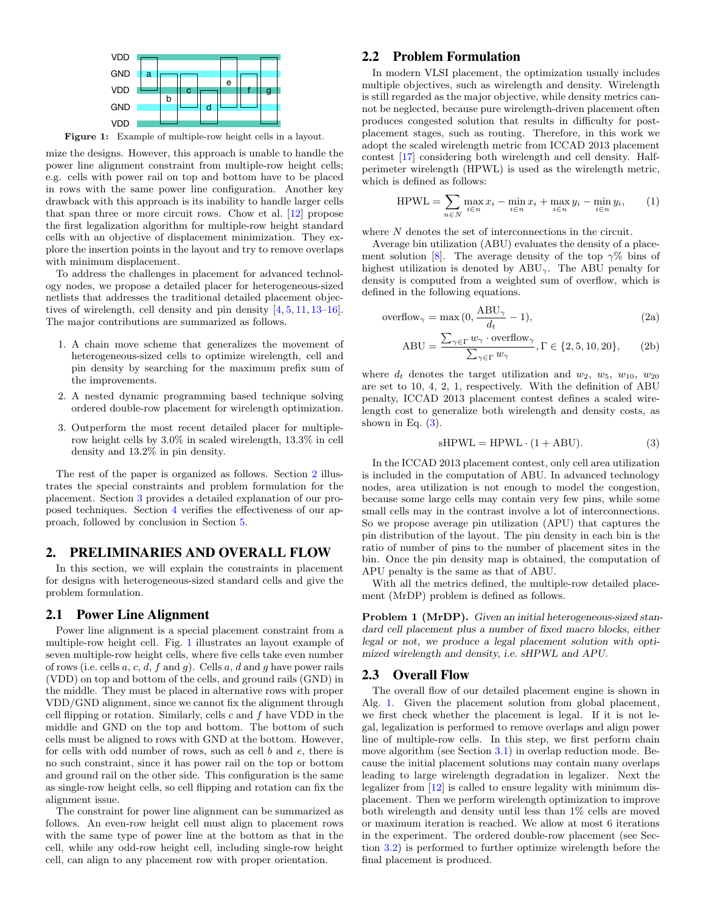Figure 1: Example of multiple-row height cells in a layout.

mize the designs. However, this approach is unable to handle the power line alignment constraint from multiple-row height cells; e.g. cells with power rail on top and bottom have to be placed in rows with the same power line configuration. Another key drawback with this approach is its inability to handle larger cells that span three or more circuit rows. Chow et al. [12] propose the first legalization algorithm for multiple-row height standard cells with an objective of displacement minimization. They explore the insertion points in the layout and try to remove overlaps with minimum displacement.

To address the challenges in placement for advanced technology nodes, we propose a detailed placer for heterogeneous-sized netlists that addresses the traditional detailed placement objectives of wirelength, cell density and pin density [4, 5, 11, 13–16]. The major contributions are summarized as follows.

1. A chain move scheme that generalizes the movement of heterogeneous-sized cells to optimize wirelength, cell and pin density by searching for the maximum prefix sum of the improvements.
2. A nested dynamic programming based technique solving ordered double-row placement for wirelength optimization.
3. Outperform the most recent detailed placer for multiple-row height cells by 3.0% in scaled wirelength, 13.3% in cell density and 13.2% in pin density.

The rest of the paper is organized as follows. Section 2 illustrates the special constraints and problem formulation for the placement. Section 3 provides a detailed explanation of our proposed techniques. Section 4 verifies the effectiveness of our approach, followed by conclusion in Section 5.

# 2. PRELIMINARIES AND OVERALL FLOW

In this section, we will explain the constraints in placement for designs with heterogeneous-sized standard cells and give the problem formulation.

## 2.1 Power Line Alignment

Power line alignment is a special placement constraint from a multiple-row height cell. Fig. 1 illustrates an layout example of seven multiple-row height cells, where five cells take even number of rows (i.e. cells $a$, $c$, $d$, $f$ and $g$). Cells $a$, $d$ and $g$ have power rails (VDD) on top and bottom of the cells, and ground rails (GND) in the middle. They must be placed in alternative rows with proper VDD/GND alignment, since we cannot fix the alignment through cell flipping or rotation. Similarly, cells $c$ and $f$ have VDD in the middle and GND on the top and bottom. The bottom of such cells must be aligned to rows with GND at the bottom. However, for cells with odd number of rows, such as cell $b$ and $e$, there is no such constraint, since it has power rail on the top or bottom and ground rail on the other side. This configuration is the same as single-row height cells, so cell flipping and rotation can fix the alignment issue.

The constraint for power line alignment can be summarized as follows. An even-row height cell must align to placement rows with the same type of power line at the bottom as that in the cell, while any odd-row height cell, including single-row height cell, can align to any placement row with proper orientation.

## 2.2 Problem Formulation

In modern VLSI placement, the optimization usually includes multiple objectives, such as wirelength and density. Wirelength is still regarded as the major objective, while density metrics cannot be neglected, because pure wirelength-driven placement often produces congested solution that results in difficulty for post-placement stages, such as routing. Therefore, in this work we adopt the scaled wirelength metric from ICCAD 2013 placement contest [17] considering both wirelength and cell density. Half-perimeter wirelength (HPWL) is used as the wirelength metric, which is defined as follows:

$$\text{HPWL} = \sum_{n \in N} \max_{i \in n} x_i - \min_{i \in n} x_i + \max_{i \in n} y_i - \min_{i \in n} y_i, \tag{1}$$

where $N$ denotes the set of interconnections in the circuit.

Average bin utilization (ABU) evaluates the density of a placement solution [8]. The average density of the top $\gamma\%$ bins of highest utilization is denoted by $\text{ABU}_\gamma$. The ABU penalty for density is computed from a weighted sum of overflow, which is defined in the following equations.

$$\text{overflow}_\gamma = \max(0, \frac{\text{ABU}_\gamma}{d_t} - 1), \tag{2a}$$

$$\text{ABU} = \frac{\sum_{\gamma \in \Gamma} w_\gamma \cdot \text{overflow}_\gamma}{\sum_{\gamma \in \Gamma} w_\gamma}, \Gamma \in \{2, 5, 10, 20\}, \tag{2b}$$

where $d_t$ denotes the target utilization and $w_2$, $w_5$, $w_{10}$, $w_{20}$ are set to 10, 4, 2, 1, respectively. With the definition of ABU penalty, ICCAD 2013 placement contest defines a scaled wirelength cost to generalize both wirelength and density costs, as shown in Eq. (3).

$$\text{sHPWL} = \text{HPWL} \cdot (1 + \text{ABU}). \tag{3}$$

In the ICCAD 2013 placement contest, only cell area utilization is included in the computation of ABU. In advanced technology nodes, area utilization is not enough to model the congestion, because some large cells may contain very few pins, while some small cells may in the contrast involve a lot of interconnections. So we propose average pin utilization (APU) that captures the pin distribution of the layout. The pin density in each bin is the ratio of number of pins to the number of placement sites in the bin. Once the pin density map is obtained, the computation of APU penalty is the same as that of ABU.

With all the metrics defined, the multiple-row detailed placement (MrDP) problem is defined as follows.

**Problem 1 (MrDP).** *Given an initial heterogeneous-sized standard cell placement plus a number of fixed macro blocks, either legal or not, we produce a legal placement solution with optimized wirelength and density, i.e. sHPWL and APU.*

## 2.3 Overall Flow

The overall flow of our detailed placement engine is shown in Alg. 1. Given the placement solution from global placement, we first check whether the placement is legal. If it is not legal, legalization is performed to remove overlaps and align power line of multiple-row cells. In this step, we first perform chain move algorithm (see Section 3.1) in overlap reduction mode. Because the initial placement solutions may contain many overlaps leading to large wirelength degradation in legalizer. Next the legalizer from [12] is called to ensure legality with minimum displacement. Then we perform wirelength optimization to improve both wirelength and density until less than 1% cells are moved or maximum iteration is reached. We allow at most 6 iterations in the experiment. The ordered double-row placement (see Section 3.2) is performed to further optimize wirelength before the final placement is produced.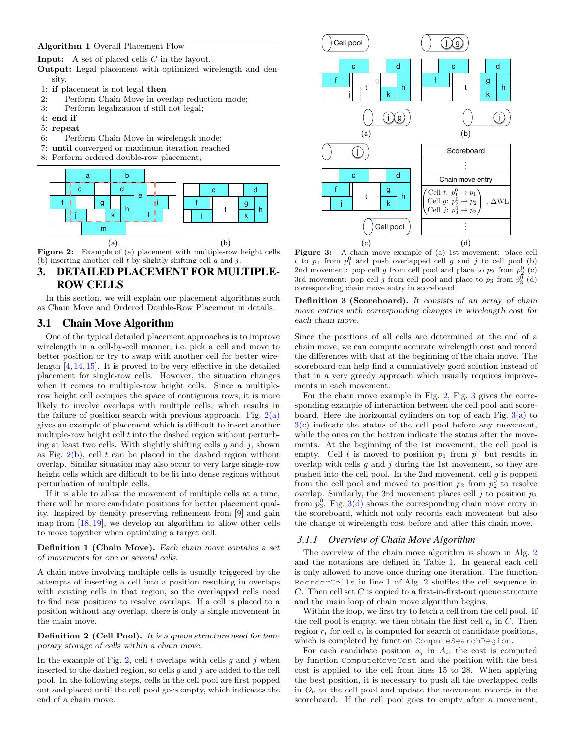**Algorithm 1** Overall Placement Flow

**Input:** A set of placed cells $C$ in the layout.
**Output:** Legal placement with optimized wirelength and density.

1: **if** placement is not legal **then**
2: Perform Chain Move in overlap reduction mode;
3: Perform legalization if still not legal;
4: **end if**
5: **repeat**
6: Perform Chain Move in wirelength mode;
7: **until** converged or maximum iteration reached
8: Perform ordered double-row placement;

**Figure 2:** Example of (a) placement with multiple-row height cells (b) inserting another cell $t$ by slightly shifting cell $g$ and $j$.

## 3. DETAILED PLACEMENT FOR MULTIPLE-ROW CELLS

In this section, we will explain our placement algorithms such as Chain Move and Ordered Double-Row Placement in details.

### 3.1 Chain Move Algorithm

One of the typical detailed placement approaches is to improve wirelength in a cell-by-cell manner; i.e. pick a cell and move to better position or try to swap with another cell for better wirelength [4, 14, 15]. It is proved to be very effective in the detailed placement for single-row cells. However, the situation changes when it comes to multiple-row height cells. Since a multiple-row height cell occupies the space of contiguous rows, it is more likely to involve overlaps with multiple cells, which results in the failure of position search with previous approach. Fig. 2(a) gives an example of placement which is difficult to insert another multiple-row height cell $t$ into the dashed region without perturbing at least two cells. With slightly shifting cells $g$ and $j$, shown as Fig. 2(b), cell $t$ can be placed in the dashed region without overlap. Similar situation may also occur to very large single-row height cells which are difficult to be fit into dense regions without perturbation of multiple cells.

If it is able to allow the movement of multiple cells at a time, there will be more candidate positions for better placement quality. Inspired by density preserving refinement from [9] and gain map from [18, 19], we develop an algorithm to allow other cells to move together when optimizing a target cell.

**Definition 1 (Chain Move).** *Each chain move contains a set of movements for one or several cells.*

A chain move involving multiple cells is usually triggered by the attempts of inserting a cell into a position resulting in overlaps with existing cells in that region, so the overlapped cells need to find new positions to resolve overlaps. If a cell is placed to a position without any overlap, there is only a single movement in the chain move.

**Definition 2 (Cell Pool).** *It is a queue structure used for temporary storage of cells within a chain move.*

In the example of Fig. 2, cell $t$ overlaps with cells $g$ and $j$ when inserted to the dashed region, so cells $g$ and $j$ are added to the cell pool. In the following steps, cells in the cell pool are first popped out and placed until the cell pool goes empty, which indicates the end of a chain move.

**Figure 3:** A chain move example of (a) 1st movement: place cell $t$ to $p_1$ from $p_1^0$ and push overlapped cell $g$ and $j$ to cell pool (b) 2nd movement: pop cell $g$ from cell pool and place to $p_2$ from $p_2^0$ (c) 3rd movement: pop cell $j$ from cell pool and place to $p_3$ from $p_3^0$ (d) corresponding chain move entry in scoreboard.

**Definition 3 (Scoreboard).** *It consists of an array of chain move entries with corresponding changes in wirelength cost for each chain move.*

Since the positions of all cells are determined at the end of a chain move, we can compute accurate wirelength cost and record the differences with that at the beginning of the chain move. The scoreboard can help find a cumulatively good solution instead of that in a very greedy approach which usually requires improvements in each movement.

For the chain move example in Fig. 2, Fig. 3 gives the corresponding example of interaction between the cell pool and scoreboard. Here the horizontal cylinders on top of each Fig. 3(a) to 3(c) indicate the status of the cell pool before any movement, while the ones on the bottom indicate the status after the movements. At the beginning of the 1st movement, the cell pool is empty. Cell $t$ is moved to position $p_1$ from $p_1^0$ but results in overlap with cells $g$ and $j$ during the 1st movement, so they are pushed into the cell pool. In the 2nd movement, cell $g$ is popped from the cell pool and moved to position $p_2$ from $p_2^0$ to resolve overlap. Similarly, the 3rd movement places cell $j$ to position $p_3$ from $p_3^0$. Fig. 3(d) shows the corresponding chain move entry in the scoreboard, which not only records each movement but also the change of wirelength cost before and after this chain move.

#### 3.1.1 Overview of Chain Move Algorithm

The overview of the chain move algorithm is shown in Alg. 2 and the notations are defined in Table 1. In general each cell is only allowed to move once during one iteration. The function `ReorderCells` in line 1 of Alg. 2 shuffles the cell sequence in $C$. Then cell set $C$ is copied to a first-in-first-out queue structure and the main loop of chain move algorithm begins.

Within the loop, we first try to fetch a cell from the cell pool. If the cell pool is empty, we then obtain the first cell $c_i$ in $C$. Then region $r_i$ for cell $c_i$ is computed for search of candidate positions, which is completed by function `ComputeSearchRegion`.

For each candidate position $a_j$ in $A_i$, the cost is computed by function `ComputeMoveCost` and the position with the best cost is applied to the cell from lines 15 to 28. When applying the best position, it is necessary to push all the overlapped cells in $O_b$ to the cell pool and update the movement records in the scoreboard. If the cell pool goes to empty after a movement,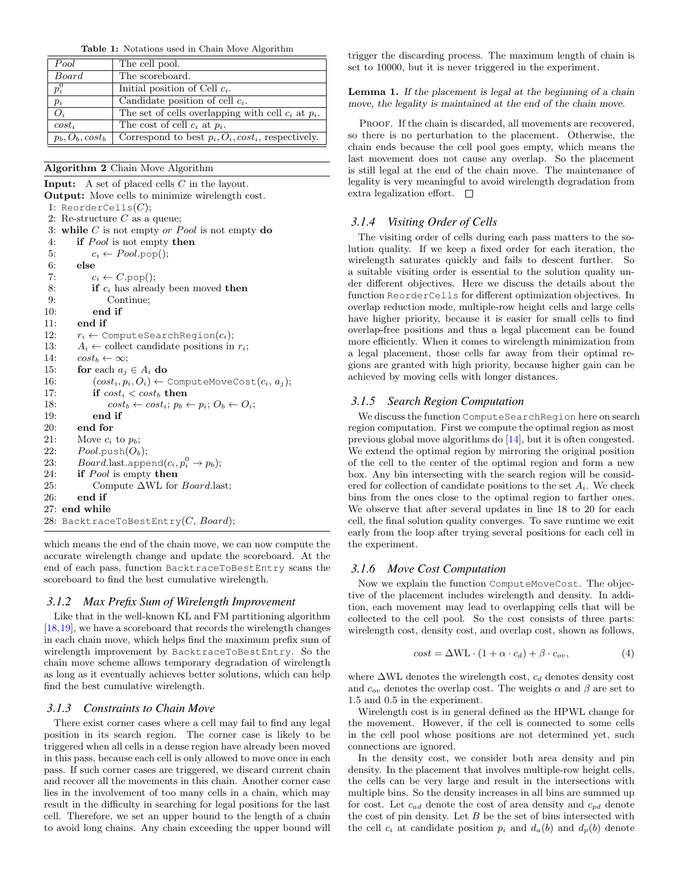**Table 1:** Notations used in Chain Move Algorithm

| | |
|---|---|
| $Pool$ | The cell pool. |
| $Board$ | The scoreboard. |
| $p_i^0$ | Initial position of Cell $c_i$. |
| $p_i$ | Candidate position of cell $c_i$. |
| $O_i$ | The set of cells overlapping with cell $c_i$ at $p_i$. |
| $cost_i$ | The cost of cell $c_i$ at $p_i$. |
| $p_b, O_b, cost_b$ | Correspond to best $p_i, O_i, cost_i$, respectively. |

**Algorithm 2** Chain Move Algorithm

```
Input: A set of placed cells C in the layout.
Output: Move cells to minimize wirelength cost.
 1: ReorderCells(C);
 2: Re-structure C as a queue;
 3: while C is not empty or Pool is not empty do
 4:     if Pool is not empty then
 5:         c_i ← Pool.pop();
 6:     else
 7:         c_i ← C.pop();
 8:         if c_i has already been moved then
 9:             Continue;
10:         end if
11:     end if
12:     r_i ← ComputeSearchRegion(c_i);
13:     A_i ← collect candidate positions in r_i;
14:     cost_b ← ∞;
15:     for each a_j ∈ A_i do
16:         (cost_i, p_i, O_i) ← ComputeMoveCost(c_i, a_j);
17:         if cost_i < cost_b then
18:             cost_b ← cost_i; p_b ← p_i; O_b ← O_i;
19:         end if
20:     end for
21:     Move c_i to p_b;
22:     Pool.push(O_b);
23:     Board.last.append(c_i, p_i^0 → p_b);
24:     if Pool is empty then
25:         Compute ΔWL for Board.last;
26:     end if
27: end while
28: BacktraceToBestEntry(C, Board);
```

which means the end of the chain move, we can now compute the accurate wirelength change and update the scoreboard. At the end of each pass, function BacktraceToBestEntry scans the scoreboard to find the best cumulative wirelength.

### 3.1.2 Max Prefix Sum of Wirelength Improvement

Like that in the well-known KL and FM partitioning algorithm [18,19], we have a scoreboard that records the wirelength changes in each chain move, which helps find the maximum prefix sum of wirelength improvement by BacktraceToBestEntry. So the chain move scheme allows temporary degradation of wirelength as long as it eventually achieves better solutions, which can help find the best cumulative wirelength.

### 3.1.3 Constraints to Chain Move

There exist corner cases where a cell may fail to find any legal position in its search region. The corner case is likely to be triggered when all cells in a dense region have already been moved in this pass, because each cell is only allowed to move once in each pass. If such corner cases are triggered, we discard current chain and recover all the movements in this chain. Another corner case lies in the involvement of too many cells in a chain, which may result in the difficulty in searching for legal positions for the last cell. Therefore, we set an upper bound to the length of a chain to avoid long chains. Any chain exceeding the upper bound will trigger the discarding process. The maximum length of chain is set to 10000, but it is never triggered in the experiment.

**Lemma 1.** *If the placement is legal at the beginning of a chain move, the legality is maintained at the end of the chain move.*

Proof. If the chain is discarded, all movements are recovered, so there is no perturbation to the placement. Otherwise, the chain ends because the cell pool goes empty, which means the last movement does not cause any overlap. So the placement is still legal at the end of the chain move. The maintenance of legality is very meaningful to avoid wirelength degradation from extra legalization effort. □

### 3.1.4 Visiting Order of Cells

The visiting order of cells during each pass matters to the solution quality. If we keep a fixed order for each iteration, the wirelength saturates quickly and fails to descent further. So a suitable visiting order is essential to the solution quality under different objectives. Here we discuss the details about the function ReorderCells for different optimization objectives. In overlap reduction mode, multiple-row height cells and large cells have higher priority, because it is easier for small cells to find overlap-free positions and thus a legal placement can be found more efficiently. When it comes to wirelength minimization from a legal placement, those cells far away from their optimal regions are granted with high priority, because higher gain can be achieved by moving cells with longer distances.

### 3.1.5 Search Region Computation

We discuss the function ComputeSearchRegion here on search region computation. First we compute the optimal region as most previous global move algorithms do [14], but it is often congested. We extend the optimal region by mirroring the original position of the cell to the center of the optimal region and form a new box. Any bin intersecting with the search region will be considered for collection of candidate positions to the set $A_i$. We check bins from the ones close to the optimal region to farther ones. We observe that after several updates in line 18 to 20 for each cell, the final solution quality converges. To save runtime we exit early from the loop after trying several positions for each cell in the experiment.

### 3.1.6 Move Cost Computation

Now we explain the function ComputeMoveCost. The objective of the placement includes wirelength and density. In addition, each movement may lead to overlapping cells that will be collected to the cell pool. So the cost consists of three parts: wirelength cost, density cost, and overlap cost, shown as follows,

$$cost = \Delta\text{WL} \cdot (1 + \alpha \cdot c_d) + \beta \cdot c_{ov}, \tag{4}$$

where $\Delta$WL denotes the wirelength cost, $c_d$ denotes density cost and $c_{ov}$ denotes the overlap cost. The weights $\alpha$ and $\beta$ are set to 1.5 and 0.5 in the experiment.

Wirelength cost is in general defined as the HPWL change for the movement. However, if the cell is connected to some cells in the cell pool whose positions are not determined yet, such connections are ignored.

In the density cost, we consider both area density and pin density. In the placement that involves multiple-row height cells, the cells can be very large and result in the intersections with multiple bins. So the density increases in all bins are summed up for cost. Let $c_{ad}$ denote the cost of area density and $c_{pd}$ denote the cost of pin density. Let $B$ be the set of bins intersected with the cell $c_i$ at candidate position $p_i$ and $d_a(b)$ and $d_p(b)$ denote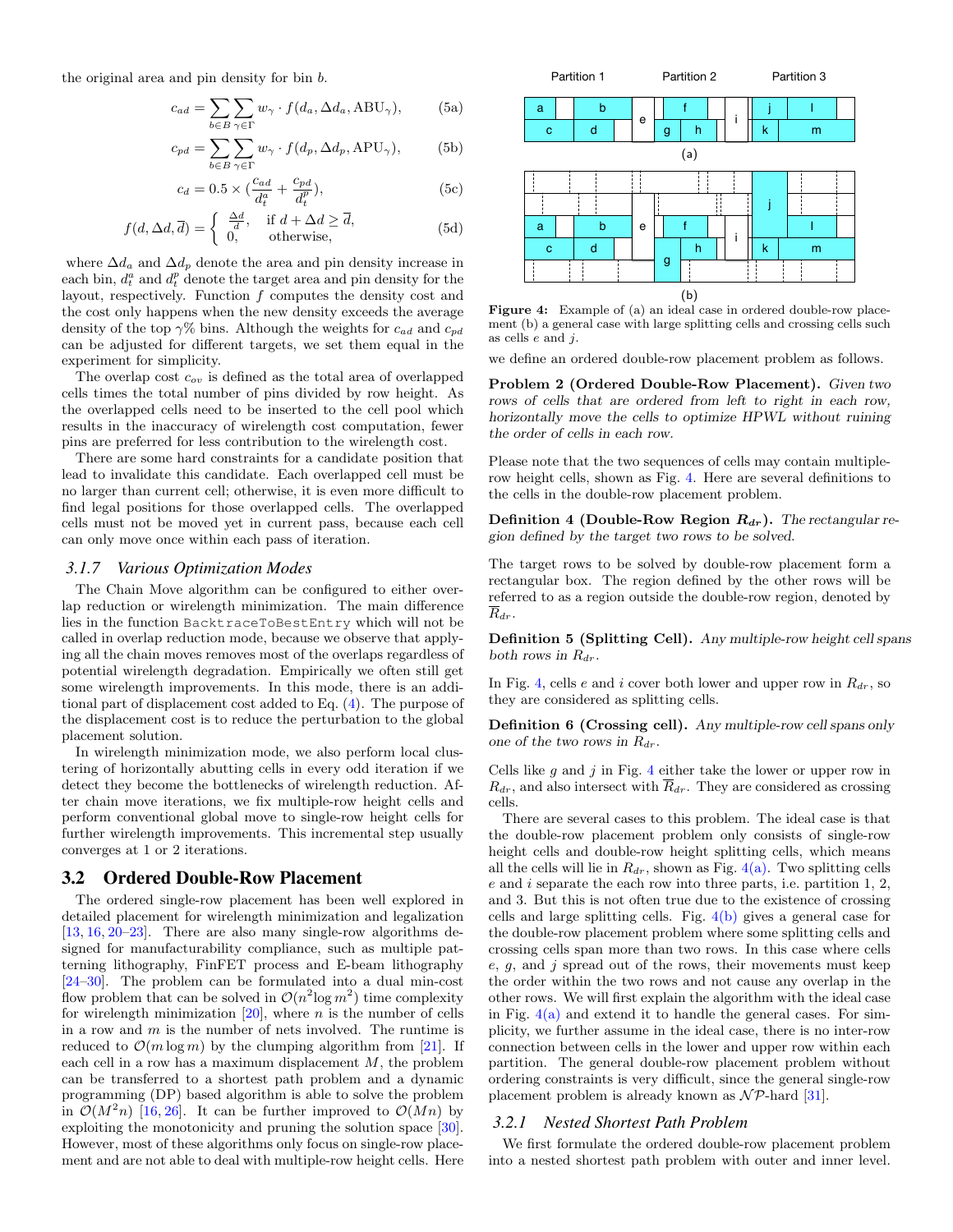the original area and pin density for bin $b$.

$$c_{ad} = \sum_{b \in B} \sum_{\gamma \in \Gamma} w_\gamma \cdot f(d_a, \Delta d_a, \text{ABU}_\gamma), \quad (5a)$$

$$c_{pd} = \sum_{b \in B} \sum_{\gamma \in \Gamma} w_\gamma \cdot f(d_p, \Delta d_p, \text{APU}_\gamma), \quad (5b)$$

$$c_d = 0.5 \times (\frac{c_{ad}}{d_t^a} + \frac{c_{pd}}{d_t^p}), \quad (5c)$$

$$f(d, \Delta d, \overline{d}) = \begin{cases} \frac{\Delta d}{d}, & \text{if } d + \Delta d \geq \overline{d}, \\ 0, & \text{otherwise}, \end{cases} \quad (5d)$$

where $\Delta d_a$ and $\Delta d_p$ denote the area and pin density increase in each bin, $d_t^a$ and $d_t^p$ denote the target area and pin density for the layout, respectively. Function $f$ computes the density cost and the cost only happens when the new density exceeds the average density of the top $\gamma$% bins. Although the weights for $c_{ad}$ and $c_{pd}$ can be adjusted for different targets, we set them equal in the experiment for simplicity.

The overlap cost $c_{ov}$ is defined as the total area of overlapped cells times the total number of pins divided by row height. As the overlapped cells need to be inserted to the cell pool which results in the inaccuracy of wirelength cost computation, fewer pins are preferred for less contribution to the wirelength cost.

There are some hard constraints for a candidate position that lead to invalidate this candidate. Each overlapped cell must be no larger than current cell; otherwise, it is even more difficult to find legal positions for those overlapped cells. The overlapped cells must not be moved yet in current pass, because each cell can only move once within each pass of iteration.

### 3.1.7 Various Optimization Modes

The Chain Move algorithm can be configured to either overlap reduction or wirelength minimization. The main difference lies in the function `BacktraceToBestEntry` which will not be called in overlap reduction mode, because we observe that applying all the chain moves removes most of the overlaps regardless of potential wirelength degradation. Empirically we often still get some wirelength improvements. In this mode, there is an additional part of displacement cost added to Eq. (4). The purpose of the displacement cost is to reduce the perturbation to the global placement solution.

In wirelength minimization mode, we also perform local clustering of horizontally abutting cells in every odd iteration if we detect they become the bottlenecks of wirelength reduction. After chain move iterations, we fix multiple-row height cells and perform conventional global move to single-row height cells for further wirelength improvements. This incremental step usually converges at 1 or 2 iterations.

## 3.2 Ordered Double-Row Placement

The ordered single-row placement has been well explored in detailed placement for wirelength minimization and legalization [13, 16, 20–23]. There are also many single-row algorithms designed for manufacturability compliance, such as multiple patterning lithography, FinFET process and E-beam lithography [24–30]. The problem can be formulated into a dual min-cost flow problem that can be solved in $\mathcal{O}(n^2 \log m^2)$ time complexity for wirelength minimization [20], where $n$ is the number of cells in a row and $m$ is the number of nets involved. The runtime is reduced to $\mathcal{O}(m \log m)$ by the clumping algorithm from [21]. If each cell in a row has a maximum displacement $M$, the problem can be transferred to a shortest path problem and a dynamic programming (DP) based algorithm is able to solve the problem in $\mathcal{O}(M^2 n)$ [16, 26]. It can be further improved to $\mathcal{O}(Mn)$ by exploiting the monotonicity and pruning the solution space [30]. However, most of these algorithms only focus on single-row placement and are not able to deal with multiple-row height cells. Here

Figure 4: Example of (a) an ideal case in ordered double-row placement (b) a general case with large splitting cells and crossing cells such as cells $e$ and $j$.

we define an ordered double-row placement problem as follows.

**Problem 2 (Ordered Double-Row Placement).** *Given two rows of cells that are ordered from left to right in each row, horizontally move the cells to optimize HPWL without ruining the order of cells in each row.*

Please note that the two sequences of cells may contain multiple-row height cells, shown as Fig. 4. Here are several definitions to the cells in the double-row placement problem.

**Definition 4 (Double-Row Region $R_{dr}$).** *The rectangular region defined by the target two rows to be solved.*

The target rows to be solved by double-row placement form a rectangular box. The region defined by the other rows will be referred to as a region outside the double-row region, denoted by $\overline{R}_{dr}$.

**Definition 5 (Splitting Cell).** *Any multiple-row height cell spans both rows in $R_{dr}$.*

In Fig. 4, cells $e$ and $i$ cover both lower and upper row in $R_{dr}$, so they are considered as splitting cells.

**Definition 6 (Crossing cell).** *Any multiple-row cell spans only one of the two rows in $R_{dr}$.*

Cells like $g$ and $j$ in Fig. 4 either take the lower or upper row in $R_{dr}$, and also intersect with $\overline{R}_{dr}$. They are considered as crossing cells.

There are several cases to this problem. The ideal case is that the double-row placement problem only consists of single-row height cells and double-row height splitting cells, which means all the cells will lie in $R_{dr}$, shown as Fig. 4(a). Two splitting cells $e$ and $i$ separate the each row into three parts, i.e. partition 1, 2, and 3. But this is not often true due to the existence of crossing cells and large splitting cells. Fig. 4(b) gives a general case for the double-row placement problem where some splitting cells and crossing cells span more than two rows. In this case where cells $e$, $g$, and $j$ spread out of the rows, their movements must keep the order within the two rows and not cause any overlap in the other rows. We will first explain the algorithm with the ideal case in Fig. 4(a) and extend it to handle the general cases. For simplicity, we further assume in the ideal case, there is no inter-row connection between cells in the lower and upper row within each partition. The general double-row placement problem without ordering constraints is very difficult, since the general single-row placement problem is already known as $\mathcal{NP}$-hard [31].

### 3.2.1 Nested Shortest Path Problem

We first formulate the ordered double-row placement problem into a nested shortest path problem with outer and inner level.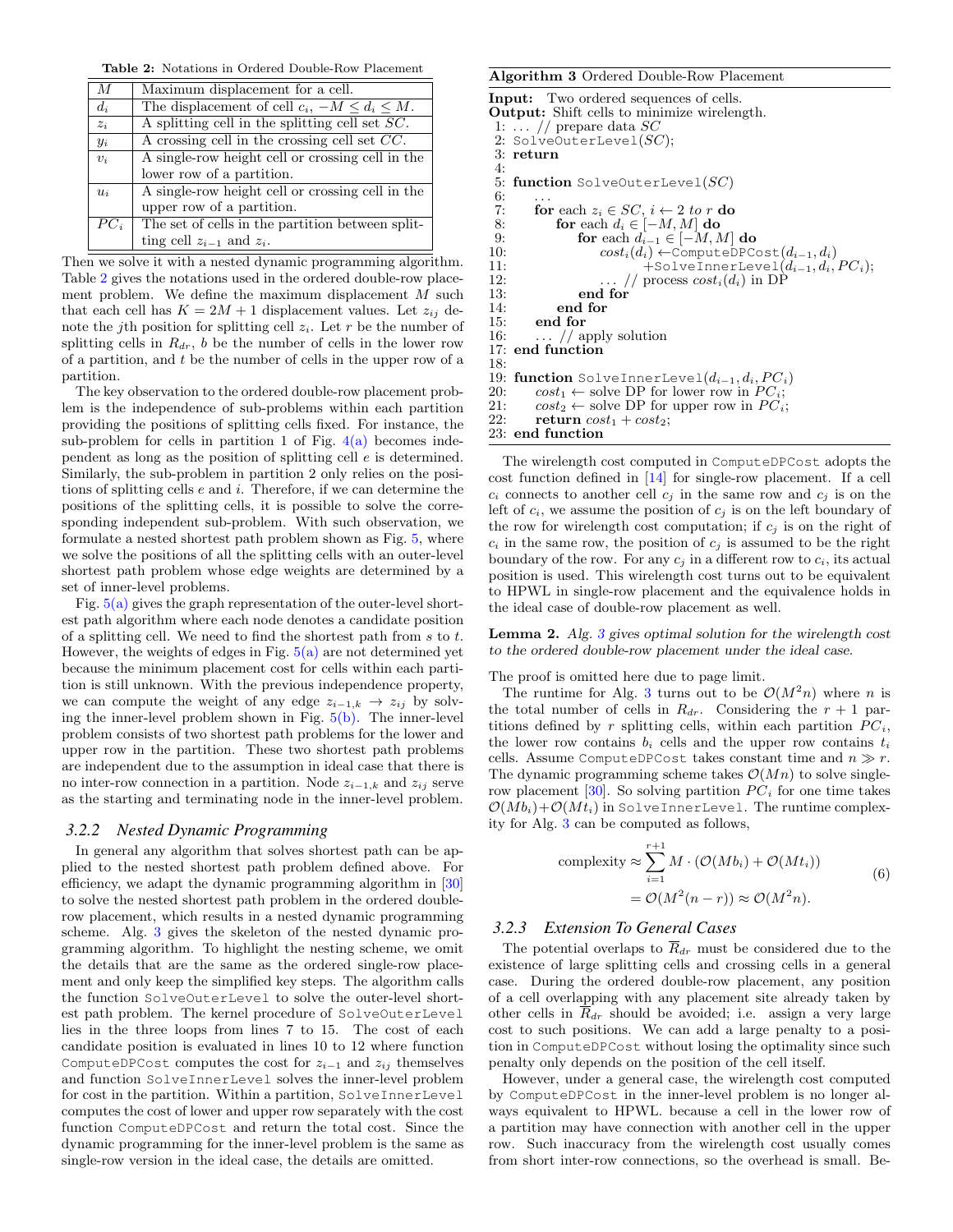**Table 2:** Notations in Ordered Double-Row Placement

| | |
|---|---|
| $M$ | Maximum displacement for a cell. |
| $d_i$ | The displacement of cell $c_i$, $-M \le d_i \le M$. |
| $z_i$ | A splitting cell in the splitting cell set $SC$. |
| $y_i$ | A crossing cell in the crossing cell set $CC$. |
| $v_i$ | A single-row height cell or crossing cell in the lower row of a partition. |
| $u_i$ | A single-row height cell or crossing cell in the upper row of a partition. |
| $PC_i$ | The set of cells in the partition between splitting cell $z_{i-1}$ and $z_i$. |

Then we solve it with a nested dynamic programming algorithm. Table 2 gives the notations used in the ordered double-row placement problem. We define the maximum displacement $M$ such that each cell has $K = 2M + 1$ displacement values. Let $z_{ij}$ denote the $j$th position for splitting cell $z_i$. Let $r$ be the number of splitting cells in $R_{dr}$, $b$ be the number of cells in the lower row of a partition, and $t$ be the number of cells in the upper row of a partition.

The key observation to the ordered double-row placement problem is the independence of sub-problems within each partition providing the positions of splitting cells fixed. For instance, the sub-problem for cells in partition 1 of Fig. 4(a) becomes independent as long as the position of splitting cell $e$ is determined. Similarly, the sub-problem in partition 2 only relies on the positions of splitting cells $e$ and $i$. Therefore, if we can determine the positions of the splitting cells, it is possible to solve the corresponding independent sub-problem. With such observation, we formulate a nested shortest path problem shown as Fig. 5, where we solve the positions of all the splitting cells with an outer-level shortest path problem whose edge weights are determined by a set of inner-level problems.

Fig. 5(a) gives the graph representation of the outer-level shortest path algorithm where each node denotes a candidate position of a splitting cell. We need to find the shortest path from $s$ to $t$. However, the weights of edges in Fig. 5(a) are not determined yet because the minimum placement cost for cells within each partition is still unknown. With the previous independence property, we can compute the weight of any edge $z_{i-1,k} \to z_{ij}$ by solving the inner-level problem shown in Fig. 5(b). The inner-level problem consists of two shortest path problems for the lower and upper row in the partition. These two shortest path problems are independent due to the assumption in ideal case that there is no inter-row connection in a partition. Node $z_{i-1,k}$ and $z_{ij}$ serve as the starting and terminating node in the inner-level problem.

### 3.2.2 Nested Dynamic Programming

In general any algorithm that solves shortest path can be applied to the nested shortest path problem defined above. For efficiency, we adapt the dynamic programming algorithm in [30] to solve the nested shortest path problem in the ordered double-row placement, which results in a nested dynamic programming scheme. Alg. 3 gives the skeleton of the nested dynamic programming algorithm. To highlight the nesting scheme, we omit the details that are the same as the ordered single-row placement and only keep the simplified key steps. The algorithm calls the function `SolveOuterLevel` to solve the outer-level shortest path problem. The kernel procedure of `SolveOuterLevel` lies in the three loops from lines 7 to 15. The cost of each candidate position is evaluated in lines 10 to 12 where function `ComputeDPCost` computes the cost for $z_{i-1}$ and $z_{ij}$ themselves and function `SolveInnerLevel` solves the inner-level problem for cost in the partition. Within a partition, `SolveInnerLevel` computes the cost of lower and upper row separately with the cost function `ComputeDPCost` and return the total cost. Since the dynamic programming for the inner-level problem is the same as single-row version in the ideal case, the details are omitted.

**Algorithm 3** Ordered Double-Row Placement

**Input:** Two ordered sequences of cells.
**Output:** Shift cells to minimize wirelength.

```
1: ... // prepare data SC
2: SolveOuterLevel(SC);
3: return
4:
5: function SolveOuterLevel(SC)
6:     ...
7:     for each z_i ∈ SC, i ← 2 to r do
8:         for each d_i ∈ [−M, M] do
9:             for each d_{i−1} ∈ [−M, M] do
10:                cost_i(d_i) ←ComputeDPCost(d_{i−1}, d_i)
11:                        +SolveInnerLevel(d_{i−1}, d_i, PC_i);
12:                ... // process cost_i(d_i) in DP
13:            end for
14:        end for
15:    end for
16:    ... // apply solution
17: end function
18:
19: function SolveInnerLevel(d_{i−1}, d_i, PC_i)
20:    cost_1 ← solve DP for lower row in PC_i;
21:    cost_2 ← solve DP for upper row in PC_i;
22:    return cost_1 + cost_2;
23: end function
```

The wirelength cost computed in `ComputeDPCost` adopts the cost function defined in [14] for single-row placement. If a cell $c_i$ connects to another cell $c_j$ in the same row and $c_j$ is on the left of $c_i$, we assume the position of $c_j$ is on the left boundary of the row for wirelength cost computation; if $c_j$ is on the right of $c_i$ in the same row, the position of $c_j$ is assumed to be the right boundary of the row. For any $c_j$ in a different row to $c_i$, its actual position is used. This wirelength cost turns out to be equivalent to HPWL in single-row placement and the equivalence holds in the ideal case of double-row placement as well.

**Lemma 2.** *Alg. 3 gives optimal solution for the wirelength cost to the ordered double-row placement under the ideal case.*

The proof is omitted here due to page limit.

The runtime for Alg. 3 turns out to be $\mathcal{O}(M^2 n)$ where $n$ is the total number of cells in $R_{dr}$. Considering the $r+1$ partitions defined by $r$ splitting cells, within each partition $PC_i$, the lower row contains $b_i$ cells and the upper row contains $t_i$ cells. Assume `ComputeDPCost` takes constant time and $n \gg r$. The dynamic programming scheme takes $\mathcal{O}(Mn)$ to solve single-row placement [30]. So solving partition $PC_i$ for one time takes $\mathcal{O}(Mb_i)+\mathcal{O}(Mt_i)$ in `SolveInnerLevel`. The runtime complexity for Alg. 3 can be computed as follows,

$$
\begin{aligned}
\text{complexity} &\approx \sum_{i=1}^{r+1} M \cdot (\mathcal{O}(Mb_i) + \mathcal{O}(Mt_i)) \\
&= \mathcal{O}(M^2(n-r)) \approx \mathcal{O}(M^2 n).
\end{aligned} \tag{6}
$$

### 3.2.3 Extension To General Cases

The potential overlaps to $\overline{R}_{dr}$ must be considered due to the existence of large splitting cells and crossing cells in a general case. During the ordered double-row placement, any position of a cell overlapping with any placement site already taken by other cells in $\overline{R}_{dr}$ should be avoided; i.e. assign a very large cost to such positions. We can add a large penalty to a position in `ComputeDPCost` without losing the optimality since such penalty only depends on the position of the cell itself.

However, under a general case, the wirelength cost computed by `ComputeDPCost` in the inner-level problem is no longer always equivalent to HPWL. because a cell in the lower row of a partition may have connection with another cell in the upper row. Such inaccuracy from the wirelength cost usually comes from short inter-row connections, so the overhead is small. Be-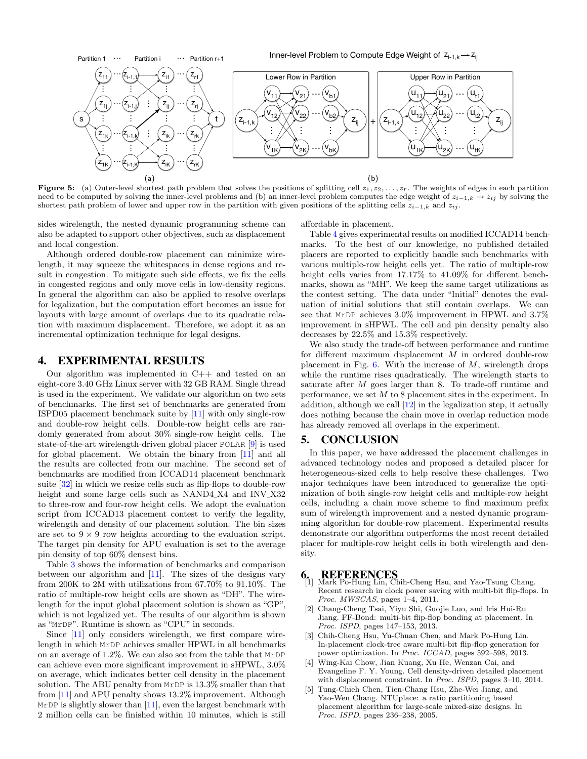**Figure 5:** (a) Outer-level shortest path problem that solves the positions of splitting cell $z_1, z_2, \ldots, z_r$. The weights of edges in each partition need to be computed by solving the inner-level problems and (b) an inner-level problem computes the edge weight of $z_{i-1,k} \to z_{ij}$ by solving the shortest path problem of lower and upper row in the partition with given positions of the splitting cells $z_{i-1,k}$ and $z_{ij}$.

sides wirelength, the nested dynamic programming scheme can also be adapted to support other objectives, such as displacement and local congestion.

Although ordered double-row placement can minimize wirelength, it may squeeze the whitespaces in dense regions and result in congestion. To mitigate such side effects, we fix the cells in congested regions and only move cells in low-density regions. In general the algorithm can also be applied to resolve overlaps for legalization, but the computation effort becomes an issue for layouts with large amount of overlaps due to its quadratic relation with maximum displacement. Therefore, we adopt it as an incremental optimization technique for legal designs.

## 4. EXPERIMENTAL RESULTS

Our algorithm was implemented in C++ and tested on an eight-core 3.40 GHz Linux server with 32 GB RAM. Single thread is used in the experiment. We validate our algorithm on two sets of benchmarks. The first set of benchmarks are generated from ISPD05 placement benchmark suite by [11] with only single-row and double-row height cells. Double-row height cells are randomly generated from about 30% single-row height cells. The state-of-the-art wirelength-driven global placer POLAR [9] is used for global placement. We obtain the binary from [11] and all the results are collected from our machine. The second set of benchmarks are modified from ICCAD14 placement benchmark suite [32] in which we resize cells such as flip-flops to double-row height and some large cells such as NAND4_X4 and INV_X32 to three-row and four-row height cells. We adopt the evaluation script from ICCAD13 placement contest to verify the legality, wirelength and density of our placement solution. The bin sizes are set to $9 \times 9$ row heights according to the evaluation script. The target pin density for APU evaluation is set to the average pin density of top 60% densest bins.

Table 3 shows the information of benchmarks and comparison between our algorithm and [11]. The sizes of the designs vary from 200K to 2M with utilizations from 67.70% to 91.10%. The ratio of multiple-row height cells are shown as "DH". The wirelength for the input global placement solution is shown as "GP", which is not legalized yet. The results of our algorithm is shown as "MrDP". Runtime is shown as "CPU" in seconds.

Since [11] only considers wirelength, we first compare wirelength in which MrDP achieves smaller HPWL in all benchmarks on an average of 1.2%. We can also see from the table that MrDP can achieve even more significant improvement in sHPWL, 3.0% on average, which indicates better cell density in the placement solution. The ABU penalty from MrDP is 13.3% smaller than that from [11] and APU penalty shows 13.2% improvement. Although MrDP is slightly slower than [11], even the largest benchmark with 2 million cells can be finished within 10 minutes, which is still affordable in placement.

Table 4 gives experimental results on modified ICCAD14 benchmarks. To the best of our knowledge, no published detailed placers are reported to explicitly handle such benchmarks with various multiple-row height cells yet. The ratio of multiple-row height cells varies from 17.17% to 41.09% for different benchmarks, shown as "MH". We keep the same target utilizations as the contest setting. The data under "Initial" denotes the evaluation of initial solutions that still contain overlaps. We can see that MrDP achieves 3.0% improvement in HPWL and 3.7% improvement in sHPWL. The cell and pin density penalty also decreases by 22.5% and 15.3% respectively.

We also study the trade-off between performance and runtime for different maximum displacement $M$ in ordered double-row placement in Fig. 6. With the increase of $M$, wirelength drops while the runtime rises quadratically. The wirelength starts to saturate after $M$ goes larger than 8. To trade-off runtime and performance, we set $M$ to 8 placement sites in the experiment. In addition, although we call [12] in the legalization step, it actually does nothing because the chain move in overlap reduction mode has already removed all overlaps in the experiment.

## 5. CONCLUSION

In this paper, we have addressed the placement challenges in advanced technology nodes and proposed a detailed placer for heterogeneous-sized cells to help resolve these challenges. Two major techniques have been introduced to generalize the optimization of both single-row height cells and multiple-row height cells, including a chain move scheme to find maximum prefix sum of wirelength improvement and a nested dynamic programming algorithm for double-row placement. Experimental results demonstrate our algorithm outperforms the most recent detailed placer for multiple-row height cells in both wirelength and density.

## 6. REFERENCES

[1] Mark Po-Hung Lin, Chih-Cheng Hsu, and Yao-Tsung Chang. Recent research in clock power saving with multi-bit flip-flops. In *Proc. MWSCAS*, pages 1–4, 2011.

[2] Chang-Cheng Tsai, Yiyu Shi, Guojie Luo, and Iris Hui-Ru Jiang. FF-Bond: multi-bit flip-flop bonding at placement. In *Proc. ISPD*, pages 147–153, 2013.

[3] Chih-Cheng Hsu, Yu-Chuan Chen, and Mark Po-Hung Lin. In-placement clock-tree aware multi-bit flip-flop generation for power optimization. In *Proc. ICCAD*, pages 592–598, 2013.

[4] Wing-Kai Chow, Jian Kuang, Xu He, Wenzan Cai, and Evangeline F. Y. Young. Cell density-driven detailed placement with displacement constraint. In *Proc. ISPD*, pages 3–10, 2014.

[5] Tung-Chieh Chen, Tien-Chang Hsu, Zhe-Wei Jiang, and Yao-Wen Chang. NTUplace: a ratio partitioning based placement algorithm for large-scale mixed-size designs. In *Proc. ISPD*, pages 236–238, 2005.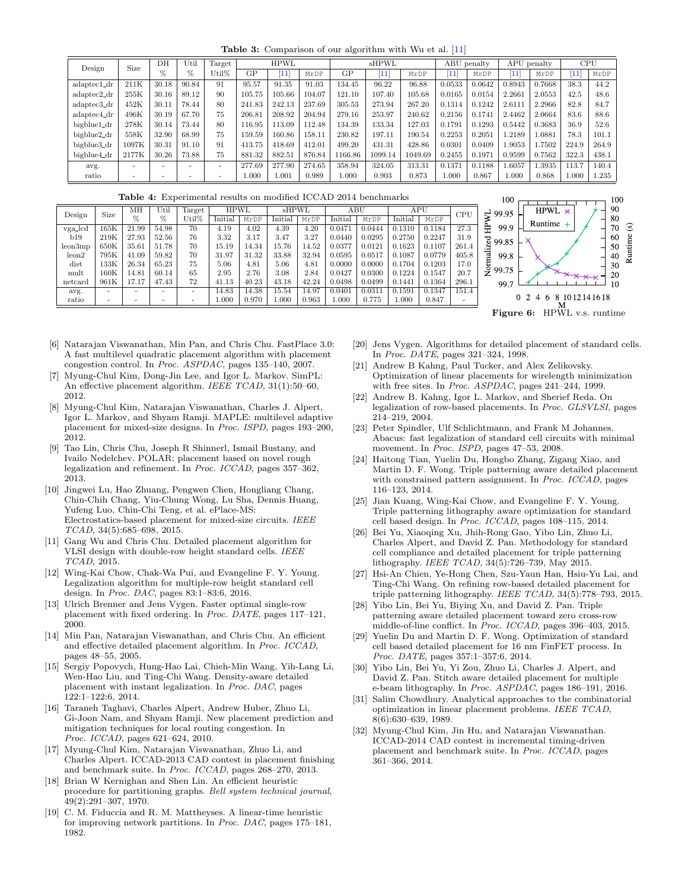**Table 3:** Comparison of our algorithm with Wu et al. [11]

| Design | Size | DH % | Util % | Target Util% | HPWL | | | sHPWL | | | ABU penalty | | APU penalty | | CPU | |
|---|---|---|---|---|---|---|---|---|---|---|---|---|---|---|---|---|
| | | | | | GP | [11] | MrDP | GP | [11] | MrDP | [11] | MrDP | [11] | MrDP | [11] | MrDP |
| adaptec1_dr | 211K | 30.18 | 90.84 | 91 | 95.57 | 91.35 | 91.03 | 134.45 | 96.22 | 96.88 | 0.0533 | 0.0642 | 0.8943 | 0.7668 | 38.3 | 44.2 |
| adaptec2_dr | 255K | 30.16 | 89.12 | 90 | 105.75 | 105.66 | 104.07 | 121.10 | 107.40 | 105.68 | 0.0165 | 0.0154 | 2.2661 | 2.0553 | 42.5 | 48.6 |
| adaptec3_dr | 452K | 30.11 | 78.44 | 80 | 241.83 | 242.13 | 237.69 | 305.53 | 273.94 | 267.20 | 0.1314 | 0.1242 | 2.6111 | 2.2966 | 82.8 | 84.7 |
| adaptec4_dr | 496K | 30.19 | 67.70 | 75 | 206.81 | 208.92 | 204.94 | 279.16 | 253.97 | 240.62 | 0.2156 | 0.1741 | 2.4462 | 2.0664 | 83.6 | 88.6 |
| bigblue1_dr | 278K | 30.14 | 73.44 | 80 | 116.95 | 113.09 | 112.48 | 134.39 | 133.34 | 127.03 | 0.1791 | 0.1293 | 0.5442 | 0.3683 | 36.9 | 52.6 |
| bigblue2_dr | 558K | 32.90 | 68.99 | 75 | 159.59 | 160.86 | 158.11 | 230.82 | 197.11 | 190.54 | 0.2253 | 0.2051 | 1.2189 | 1.0881 | 78.3 | 101.1 |
| bigblue3_dr | 1097K | 30.31 | 91.10 | 91 | 413.75 | 418.69 | 412.01 | 499.20 | 431.31 | 428.86 | 0.0301 | 0.0409 | 1.9053 | 1.7502 | 224.9 | 264.9 |
| bigblue4_dr | 2177K | 30.26 | 73.88 | 75 | 881.32 | 882.51 | 876.84 | 1166.86 | 1099.14 | 1049.69 | 0.2455 | 0.1971 | 0.9599 | 0.7562 | 322.3 | 438.1 |
| avg. | - | - | - | - | 277.69 | 277.90 | 274.65 | 358.94 | 324.05 | 313.31 | 0.1371 | 0.1188 | 1.6057 | 1.3935 | 113.7 | 140.4 |
| ratio | - | - | - | - | 1.000 | 1.001 | 0.989 | 1.000 | 0.903 | 0.873 | 1.000 | 0.867 | 1.000 | 0.868 | 1.000 | 1.235 |

**Table 4:** Experimental results on modified ICCAD 2014 benchmarks

| Design | Size | MH % | Util % | Target Util% | HPWL | | sHPWL | | ABU | | APU | | CPU |
|---|---|---|---|---|---|---|---|---|---|---|---|---|---|
| | | | | | Initial | MrDP | Initial | MrDP | Initial | MrDP | Initial | MrDP | |
| vga_lcd | 165K | 21.99 | 54.98 | 70 | 4.19 | 4.02 | 4.39 | 4.20 | 0.0471 | 0.0444 | 0.1310 | 0.1184 | 27.3 |
| b19 | 219K | 27.93 | 52.56 | 76 | 3.32 | 3.17 | 3.47 | 3.27 | 0.0440 | 0.0295 | 0.2750 | 0.2247 | 31.9 |
| leon3mp | 650K | 35.61 | 51.78 | 70 | 15.19 | 14.34 | 15.76 | 14.52 | 0.0377 | 0.0121 | 0.1623 | 0.1107 | 261.4 |
| leon2 | 795K | 41.09 | 59.82 | 70 | 31.97 | 31.32 | 33.88 | 32.94 | 0.0595 | 0.0517 | 0.1087 | 0.0779 | 405.8 |
| dist | 133K | 26.34 | 65.23 | 75 | 5.06 | 4.81 | 5.06 | 4.81 | 0.0000 | 0.0000 | 0.1704 | 0.1203 | 17.0 |
| mult | 160K | 14.81 | 60.14 | 65 | 2.95 | 2.76 | 3.08 | 2.84 | 0.0427 | 0.0300 | 0.1224 | 0.1547 | 20.7 |
| netcard | 961K | 17.17 | 47.43 | 72 | 41.13 | 40.23 | 43.18 | 42.24 | 0.0498 | 0.0499 | 0.1441 | 0.1364 | 296.1 |
| avg. | - | - | - | - | 14.83 | 14.38 | 15.54 | 14.97 | 0.0401 | 0.0311 | 0.1591 | 0.1347 | 151.4 |
| ratio | - | - | - | - | 1.000 | 0.970 | 1.000 | 0.963 | 1.000 | 0.775 | 1.000 | 0.847 | - |

Normalized HPWL
100
99.95
99.9
99.85
99.8
99.75
99.7
HPWL
Runtime
Runtime (s)
100
90
80
70
60
50
40
30
20
10
0 2 4 6 8 10 12 14 16 18
M

**Figure 6:** HPWL v.s. runtime

[6] Natarajan Viswanathan, Min Pan, and Chris Chu. FastPlace 3.0: A fast multilevel quadratic placement algorithm with placement congestion control. In *Proc. ASPDAC*, pages 135–140, 2007.

[7] Myung-Chul Kim, Dong-Jin Lee, and Igor L. Markov. SimPL: An effective placement algorithm. *IEEE TCAD*, 31(1):50–60, 2012.

[8] Myung-Chul Kim, Natarajan Viswanathan, Charles J. Alpert, Igor L. Markov, and Shyam Ramji. MAPLE: multilevel adaptive placement for mixed-size designs. In *Proc. ISPD*, pages 193–200, 2012.

[9] Tao Lin, Chris Chu, Joseph R Shinnerl, Ismail Bustany, and Ivailo Nedelchev. POLAR: placement based on novel rough legalization and refinement. In *Proc. ICCAD*, pages 357–362, 2013.

[10] Jingwei Lu, Hao Zhuang, Pengwen Chen, Hongliang Chang, Chin-Chih Chang, Yiu-Chung Wong, Lu Sha, Dennis Huang, Yufeng Luo, Chin-Chi Teng, et al. ePlace-MS: Electrostatics-based placement for mixed-size circuits. *IEEE TCAD*, 34(5):685–698, 2015.

[11] Gang Wu and Chris Chu. Detailed placement algorithm for VLSI design with double-row height standard cells. *IEEE TCAD*, 2015.

[12] Wing-Kai Chow, Chak-Wa Pui, and Evangeline F. Y. Young. Legalization algorithm for multiple-row height standard cell design. In *Proc. DAC*, pages 83:1–83:6, 2016.

[13] Ulrich Brenner and Jens Vygen. Faster optimal single-row placement with fixed ordering. In *Proc. DATE*, pages 117–121, 2000.

[14] Min Pan, Natarajan Viswanathan, and Chris Chu. An efficient and effective detailed placement algorithm. In *Proc. ICCAD*, pages 48–55, 2005.

[15] Sergiy Popovych, Hung-Hao Lai, Chieh-Min Wang, Yih-Lang Li, Wen-Hao Liu, and Ting-Chi Wang. Density-aware detailed placement with instant legalization. In *Proc. DAC*, pages 122:1–122:6, 2014.

[16] Taraneh Taghavi, Charles Alpert, Andrew Huber, Zhuo Li, Gi-Joon Nam, and Shyam Ramji. New placement prediction and mitigation techniques for local routing congestion. In *Proc. ICCAD*, pages 621–624, 2010.

[17] Myung-Chul Kim, Natarajan Viswanathan, Zhuo Li, and Charles Alpert. ICCAD-2013 CAD contest in placement finishing and benchmark suite. In *Proc. ICCAD*, pages 268–270, 2013.

[18] Brian W Kernighan and Shen Lin. An efficient heuristic procedure for partitioning graphs. *Bell system technical journal*, 49(2):291–307, 1970.

[19] C. M. Fiduccia and R. M. Mattheyses. A linear-time heuristic for improving network partitions. In *Proc. DAC*, pages 175–181, 1982.

[20] Jens Vygen. Algorithms for detailed placement of standard cells. In *Proc. DATE*, pages 321–324, 1998.

[21] Andrew B Kahng, Paul Tucker, and Alex Zelikovsky. Optimization of linear placements for wirelength minimization with free sites. In *Proc. ASPDAC*, pages 241–244, 1999.

[22] Andrew B. Kahng, Igor L. Markov, and Sherief Reda. On legalization of row-based placements. In *Proc. GLSVLSI*, pages 214–219, 2004.

[23] Peter Spindler, Ulf Schlichtmann, and Frank M Johannes. Abacus: fast legalization of standard cell circuits with minimal movement. In *Proc. ISPD*, pages 47–53, 2008.

[24] Haitong Tian, Yuelin Du, Hongbo Zhang, Zigang Xiao, and Martin D. F. Wong. Triple patterning aware detailed placement with constrained pattern assignment. In *Proc. ICCAD*, pages 116–123, 2014.

[25] Jian Kuang, Wing-Kai Chow, and Evangeline F. Y. Young. Triple patterning lithography aware optimization for standard cell based design. In *Proc. ICCAD*, pages 108–115, 2014.

[26] Bei Yu, Xiaoqing Xu, Jhih-Rong Gao, Yibo Lin, Zhuo Li, Charles Alpert, and David Z. Pan. Methodology for standard cell compliance and detailed placement for triple patterning lithography. *IEEE TCAD*, 34(5):726–739, May 2015.

[27] Hsi-An Chien, Ye-Hong Chen, Szu-Yaun Han, Hsiu-Yu Lai, and Ting-Chi Wang. On refining row-based detailed placement for triple patterning lithography. *IEEE TCAD*, 34(5):778–793, 2015.

[28] Yibo Lin, Bei Yu, Biying Xu, and David Z. Pan. Triple patterning aware detailed placement toward zero cross-row middle-of-line conflict. In *Proc. ICCAD*, pages 396–403, 2015.

[29] Yuelin Du and Martin D. F. Wong. Optimization of standard cell based detailed placement for 16 nm FinFET process. In *Proc. DATE*, pages 357:1–357:6, 2014.

[30] Yibo Lin, Bei Yu, Yi Zou, Zhuo Li, Charles J. Alpert, and David Z. Pan. Stitch aware detailed placement for multiple e-beam lithography. In *Proc. ASPDAC*, pages 186–191, 2016.

[31] Salim Chowdhury. Analytical approaches to the combinatorial optimization in linear placement problems. *IEEE TCAD*, 8(6):630–639, 1989.

[32] Myung-Chul Kim, Jin Hu, and Natarajan Viswanathan. ICCAD-2014 CAD contest in incremental timing-driven placement and benchmark suite. In *Proc. ICCAD*, pages 361–366, 2014.